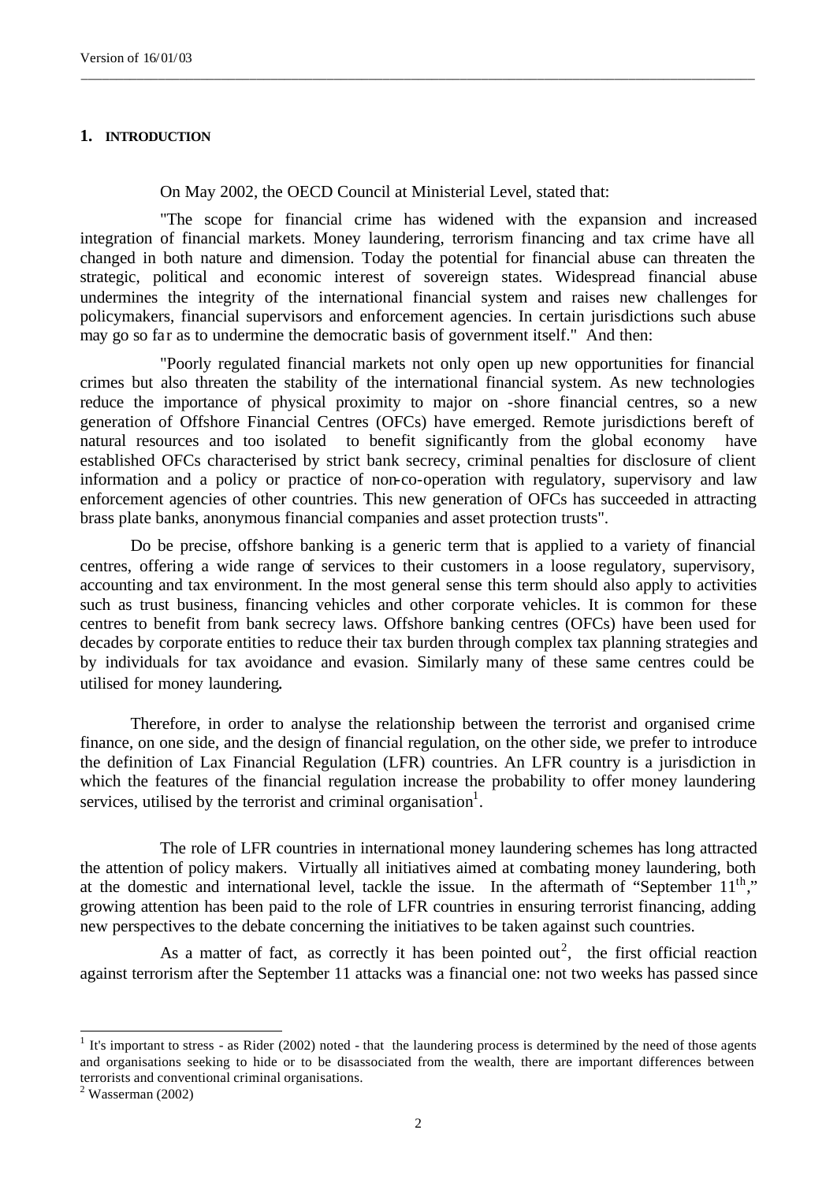## 1. INTRODUCTION

On May 2002, the OECD Council at Ministerial Level, stated that:

"The scope for financial crime has widened with the expansion and increased integration of financial markets. Money laundering, terrorism financing and tax crime have all changed in both nature and dimension. Today the potential for financial abuse can threaten the strategic, political and economic interest of sovereign states. Widespread financial abuse undermines the integrity of the international financial system and raises new challenges for policymakers, financial supervisors and enforcement agencies. In certain jurisdictions such abuse may go so far as to undermine the democratic basis of government itself." And then:

"Poorly regulated financial markets not only open up new opportunities for financial crimes but also threaten the stability of the international financial system. As new technologies reduce the importance of physical proximity to major on -shore financial centres, so a new generation of Offshore Financial Centres (OFCs) have emerged. Remote jurisdictions bereft of natural resources and too isolated to benefit significantly from the global economy have established OFCs characterised by strict bank secrecy, criminal penalties for disclosure of client information and a policy or practice of non-co-operation with regulatory, supervisory and law enforcement agencies of other countries. This new generation of OFCs has succeeded in attracting brass plate banks, anonymous financial companies and asset protection trusts".

Do be precise, offshore banking is a generic term that is applied to a variety of financial centres, offering a wide range of services to their customers in a loose regulatory, supervisory, accounting and tax environment. In the most general sense this term should also apply to activities such as trust business, financing vehicles and other corporate vehicles. It is common for these centres to benefit from bank secrecy laws. Offshore banking centres (OFCs) have been used for decades by corporate entities to reduce their tax burden through complex tax planning strategies and by individuals for tax avoidance and evasion. Similarly many of these same centres could be utilised for money laundering.

Therefore, in order to analyse the relationship between the terrorist and organised crime finance, on one side, and the design of financial regulation, on the other side, we prefer to introduce the definition of Lax Financial Regulation (LFR) countries. An LFR country is a jurisdiction in which the features of the financial regulation increase the probability to offer money laundering services, utilised by the terrorist and criminal organisation[1].

The role of LFR countries in international money laundering schemes has long attracted the attention of policy makers. Virtually all initiatives aimed at combating money laundering, both at the domestic and international level, tackle the issue. In the aftermath of "September 11th," growing attention has been paid to the role of LFR countries in ensuring terrorist financing, adding new perspectives to the debate concerning the initiatives to be taken against such countries.

As a matter of fact, as correctly it has been pointed out[2], the first official reaction against terrorism after the September 11 attacks was a financial one: not two weeks has passed since

[1] It's important to stress - as Rider (2002) noted - that the laundering process is determined by the need of those agents and organisations seeking to hide or to be disassociated from the wealth, there are important differences between terrorists and conventional criminal organisations.

[2] Wasserman (2002)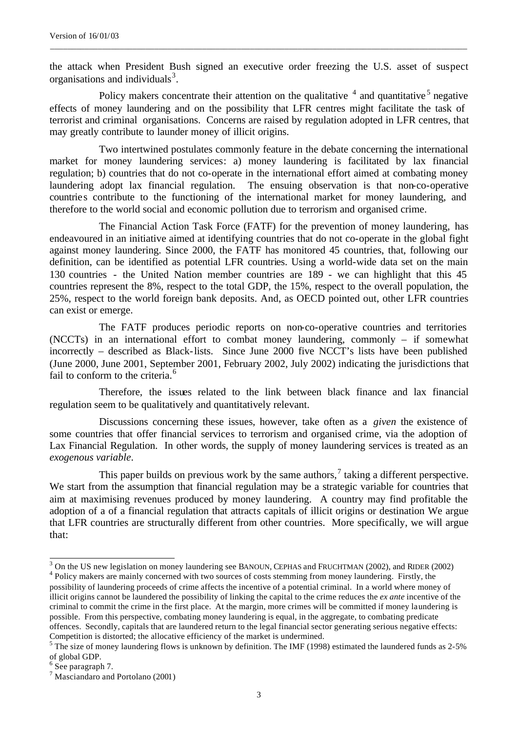the attack when President Bush signed an executive order freezing the U.S. asset of suspect organisations and individuals[3].

Policy makers concentrate their attention on the qualitative [4] and quantitative[5] negative effects of money laundering and on the possibility that LFR centres might facilitate the task of terrorist and criminal organisations. Concerns are raised by regulation adopted in LFR centres, that may greatly contribute to launder money of illicit origins.

Two intertwined postulates commonly feature in the debate concerning the international market for money laundering services: a) money laundering is facilitated by lax financial regulation; b) countries that do not co-operate in the international effort aimed at combating money laundering adopt lax financial regulation. The ensuing observation is that non-co-operative countries contribute to the functioning of the international market for money laundering, and therefore to the world social and economic pollution due to terrorism and organised crime.

The Financial Action Task Force (FATF) for the prevention of money laundering, has endeavoured in an initiative aimed at identifying countries that do not co-operate in the global fight against money laundering. Since 2000, the FATF has monitored 45 countries, that, following our definition, can be identified as potential LFR countries. Using a world-wide data set on the main 130 countries - the United Nation member countries are 189 - we can highlight that this 45 countries represent the 8%, respect to the total GDP, the 15%, respect to the overall population, the 25%, respect to the world foreign bank deposits. And, as OECD pointed out, other LFR countries can exist or emerge.

The FATF produces periodic reports on non-co-operative countries and territories (NCCTs) in an international effort to combat money laundering, commonly – if somewhat incorrectly – described as Black-lists. Since June 2000 five NCCT's lists have been published (June 2000, June 2001, September 2001, February 2002, July 2002) indicating the jurisdictions that fail to conform to the criteria.[6]

Therefore, the issues related to the link between black finance and lax financial regulation seem to be qualitatively and quantitatively relevant.

Discussions concerning these issues, however, take often as a *given* the existence of some countries that offer financial services to terrorism and organised crime, via the adoption of Lax Financial Regulation. In other words, the supply of money laundering services is treated as an *exogenous variable*.

This paper builds on previous work by the same authors,[7] taking a different perspective. We start from the assumption that financial regulation may be a strategic variable for countries that aim at maximising revenues produced by money laundering. A country may find profitable the adoption of a of a financial regulation that attracts capitals of illicit origins or destination We argue that LFR countries are structurally different from other countries. More specifically, we will argue that:

---

[3] On the US new legislation on money laundering see BANOUN, CEPHAS and FRUCHTMAN (2002), and RIDER (2002)

[4] Policy makers are mainly concerned with two sources of costs stemming from money laundering. Firstly, the possibility of laundering proceeds of crime affects the incentive of a potential criminal. In a world where money of illicit origins cannot be laundered the possibility of linking the capital to the crime reduces the *ex ante* incentive of the criminal to commit the crime in the first place. At the margin, more crimes will be committed if money laundering is possible. From this perspective, combating money laundering is equal, in the aggregate, to combating predicate offences. Secondly, capitals that are laundered return to the legal financial sector generating serious negative effects: Competition is distorted; the allocative efficiency of the market is undermined.

[5] The size of money laundering flows is unknown by definition. The IMF (1998) estimated the laundered funds as 2-5% of global GDP.

[6] See paragraph 7.

[7] Masciandaro and Portolano (2001)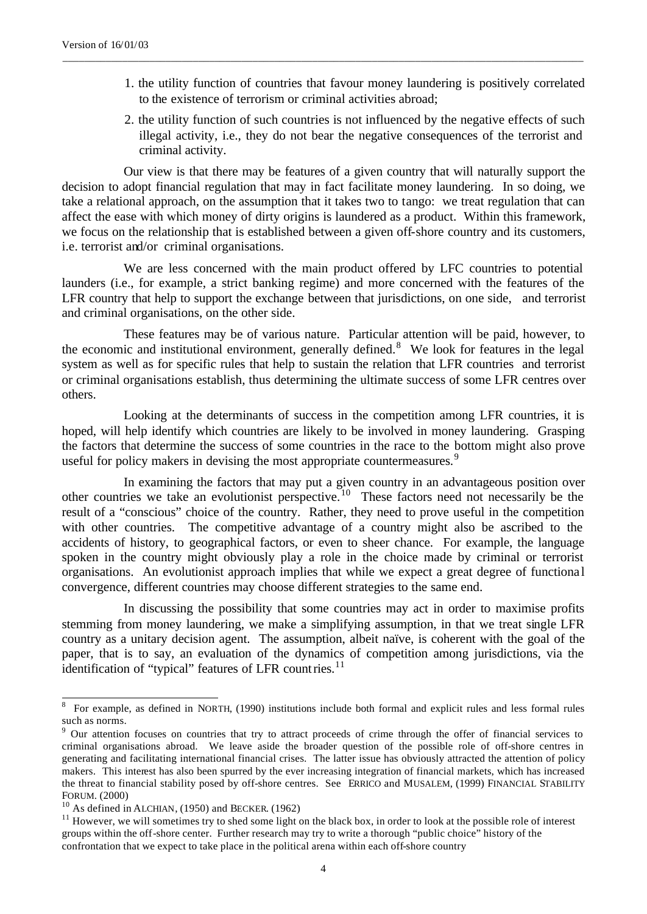1. the utility function of countries that favour money laundering is positively correlated to the existence of terrorism or criminal activities abroad;
2. the utility function of such countries is not influenced by the negative effects of such illegal activity, i.e., they do not bear the negative consequences of the terrorist and criminal activity.

Our view is that there may be features of a given country that will naturally support the decision to adopt financial regulation that may in fact facilitate money laundering. In so doing, we take a relational approach, on the assumption that it takes two to tango: we treat regulation that can affect the ease with which money of dirty origins is laundered as a product. Within this framework, we focus on the relationship that is established between a given off-shore country and its customers, i.e. terrorist and/or criminal organisations.

We are less concerned with the main product offered by LFC countries to potential launders (i.e., for example, a strict banking regime) and more concerned with the features of the LFR country that help to support the exchange between that jurisdictions, on one side, and terrorist and criminal organisations, on the other side.

These features may be of various nature. Particular attention will be paid, however, to the economic and institutional environment, generally defined.[8] We look for features in the legal system as well as for specific rules that help to sustain the relation that LFR countries and terrorist or criminal organisations establish, thus determining the ultimate success of some LFR centres over others.

Looking at the determinants of success in the competition among LFR countries, it is hoped, will help identify which countries are likely to be involved in money laundering. Grasping the factors that determine the success of some countries in the race to the bottom might also prove useful for policy makers in devising the most appropriate countermeasures.[9]

In examining the factors that may put a given country in an advantageous position over other countries we take an evolutionist perspective.[10] These factors need not necessarily be the result of a "conscious" choice of the country. Rather, they need to prove useful in the competition with other countries. The competitive advantage of a country might also be ascribed to the accidents of history, to geographical factors, or even to sheer chance. For example, the language spoken in the country might obviously play a role in the choice made by criminal or terrorist organisations. An evolutionist approach implies that while we expect a great degree of functional convergence, different countries may choose different strategies to the same end.

In discussing the possibility that some countries may act in order to maximise profits stemming from money laundering, we make a simplifying assumption, in that we treat single LFR country as a unitary decision agent. The assumption, albeit naïve, is coherent with the goal of the paper, that is to say, an evaluation of the dynamics of competition among jurisdictions, via the identification of "typical" features of LFR countries.[11]

---

[8] For example, as defined in NORTH, (1990) institutions include both formal and explicit rules and less formal rules such as norms.

[9] Our attention focuses on countries that try to attract proceeds of crime through the offer of financial services to criminal organisations abroad. We leave aside the broader question of the possible role of off-shore centres in generating and facilitating international financial crises. The latter issue has obviously attracted the attention of policy makers. This interest has also been spurred by the ever increasing integration of financial markets, which has increased the threat to financial stability posed by off-shore centres. See ERRICO and MUSALEM, (1999) FINANCIAL STABILITY FORUM. (2000)

[10] As defined in ALCHIAN, (1950) and BECKER. (1962)

[11] However, we will sometimes try to shed some light on the black box, in order to look at the possible role of interest groups within the off-shore center. Further research may try to write a thorough "public choice" history of the confrontation that we expect to take place in the political arena within each off-shore country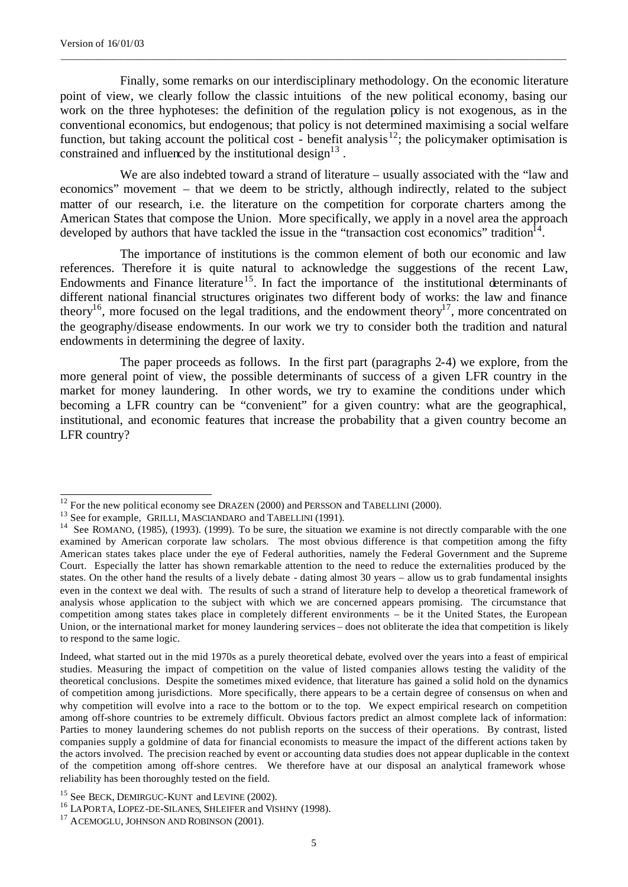Finally, some remarks on our interdisciplinary methodology. On the economic literature point of view, we clearly follow the classic intuitions of the new political economy, basing our work on the three hyphoteses: the definition of the regulation policy is not exogenous, as in the conventional economics, but endogenous; that policy is not determined maximising a social welfare function, but taking account the political cost - benefit analysis[12]; the policymaker optimisation is constrained and influenced by the institutional design[13] .

We are also indebted toward a strand of literature – usually associated with the "law and economics" movement – that we deem to be strictly, although indirectly, related to the subject matter of our research, i.e. the literature on the competition for corporate charters among the American States that compose the Union. More specifically, we apply in a novel area the approach developed by authors that have tackled the issue in the "transaction cost economics" tradition[14].

The importance of institutions is the common element of both our economic and law references. Therefore it is quite natural to acknowledge the suggestions of the recent Law, Endowments and Finance literature[15]. In fact the importance of the institutional determinants of different national financial structures originates two different body of works: the law and finance theory[16], more focused on the legal traditions, and the endowment theory[17], more concentrated on the geography/disease endowments. In our work we try to consider both the tradition and natural endowments in determining the degree of laxity.

The paper proceeds as follows. In the first part (paragraphs 2-4) we explore, from the more general point of view, the possible determinants of success of a given LFR country in the market for money laundering. In other words, we try to examine the conditions under which becoming a LFR country can be "convenient" for a given country: what are the geographical, institutional, and economic features that increase the probability that a given country become an LFR country?

---

[12] For the new political economy see DRAZEN (2000) and PERSSON and TABELLINI (2000).

[13] See for example, GRILLI, MASCIANDARO and TABELLINI (1991).

[14] See ROMANO, (1985), (1993). (1999). To be sure, the situation we examine is not directly comparable with the one examined by American corporate law scholars. The most obvious difference is that competition among the fifty American states takes place under the eye of Federal authorities, namely the Federal Government and the Supreme Court. Especially the latter has shown remarkable attention to the need to reduce the externalities produced by the states. On the other hand the results of a lively debate - dating almost 30 years – allow us to grab fundamental insights even in the context we deal with. The results of such a strand of literature help to develop a theoretical framework of analysis whose application to the subject with which we are concerned appears promising. The circumstance that competition among states takes place in completely different environments – be it the United States, the European Union, or the international market for money laundering services – does not obliterate the idea that competition is likely to respond to the same logic.

Indeed, what started out in the mid 1970s as a purely theoretical debate, evolved over the years into a feast of empirical studies. Measuring the impact of competition on the value of listed companies allows testing the validity of the theoretical conclusions. Despite the sometimes mixed evidence, that literature has gained a solid hold on the dynamics of competition among jurisdictions. More specifically, there appears to be a certain degree of consensus on when and why competition will evolve into a race to the bottom or to the top. We expect empirical research on competition among off-shore countries to be extremely difficult. Obvious factors predict an almost complete lack of information: Parties to money laundering schemes do not publish reports on the success of their operations. By contrast, listed companies supply a goldmine of data for financial economists to measure the impact of the different actions taken by the actors involved. The precision reached by event or accounting data studies does not appear duplicable in the context of the competition among off-shore centres. We therefore have at our disposal an analytical framework whose reliability has been thoroughly tested on the field.

[15] See BECK, DEMIRGUC-KUNT and LEVINE (2002).

[16] LA PORTA, LOPEZ-DE-SILANES, SHLEIFER and VISHNY (1998).

[17] ACEMOGLU, JOHNSON AND ROBINSON (2001).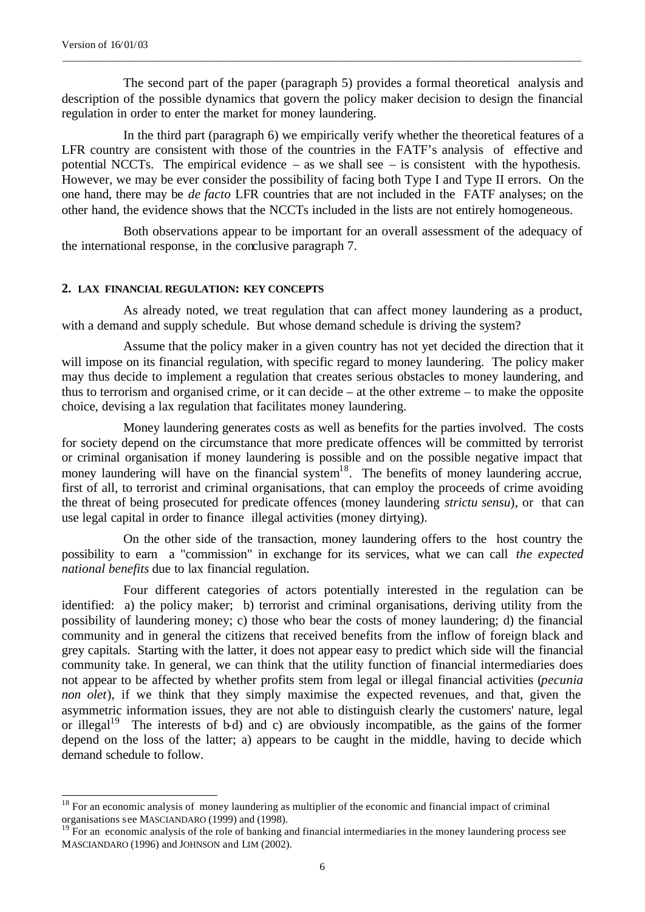The second part of the paper (paragraph 5) provides a formal theoretical analysis and description of the possible dynamics that govern the policy maker decision to design the financial regulation in order to enter the market for money laundering.

In the third part (paragraph 6) we empirically verify whether the theoretical features of a LFR country are consistent with those of the countries in the FATF's analysis of effective and potential NCCTs. The empirical evidence – as we shall see – is consistent with the hypothesis. However, we may be ever consider the possibility of facing both Type I and Type II errors. On the one hand, there may be *de facto* LFR countries that are not included in the FATF analyses; on the other hand, the evidence shows that the NCCTs included in the lists are not entirely homogeneous.

Both observations appear to be important for an overall assessment of the adequacy of the international response, in the conclusive paragraph 7.

## 2. LAX FINANCIAL REGULATION: KEY CONCEPTS

As already noted, we treat regulation that can affect money laundering as a product, with a demand and supply schedule. But whose demand schedule is driving the system?

Assume that the policy maker in a given country has not yet decided the direction that it will impose on its financial regulation, with specific regard to money laundering. The policy maker may thus decide to implement a regulation that creates serious obstacles to money laundering, and thus to terrorism and organised crime, or it can decide – at the other extreme – to make the opposite choice, devising a lax regulation that facilitates money laundering.

Money laundering generates costs as well as benefits for the parties involved. The costs for society depend on the circumstance that more predicate offences will be committed by terrorist or criminal organisation if money laundering is possible and on the possible negative impact that money laundering will have on the financial system[18]. The benefits of money laundering accrue, first of all, to terrorist and criminal organisations, that can employ the proceeds of crime avoiding the threat of being prosecuted for predicate offences (money laundering *strictu sensu*), or that can use legal capital in order to finance illegal activities (money dirtying).

On the other side of the transaction, money laundering offers to the host country the possibility to earn a "commission" in exchange for its services, what we can call *the expected national benefits* due to lax financial regulation.

Four different categories of actors potentially interested in the regulation can be identified: a) the policy maker; b) terrorist and criminal organisations, deriving utility from the possibility of laundering money; c) those who bear the costs of money laundering; d) the financial community and in general the citizens that received benefits from the inflow of foreign black and grey capitals. Starting with the latter, it does not appear easy to predict which side will the financial community take. In general, we can think that the utility function of financial intermediaries does not appear to be affected by whether profits stem from legal or illegal financial activities (*pecunia non olet*), if we think that they simply maximise the expected revenues, and that, given the asymmetric information issues, they are not able to distinguish clearly the customers' nature, legal or illegal[19] The interests of b-d) and c) are obviously incompatible, as the gains of the former depend on the loss of the latter; a) appears to be caught in the middle, having to decide which demand schedule to follow.

[18] For an economic analysis of money laundering as multiplier of the economic and financial impact of criminal organisations see MASCIANDARO (1999) and (1998).

[19] For an economic analysis of the role of banking and financial intermediaries in the money laundering process see MASCIANDARO (1996) and JOHNSON and LIM (2002).